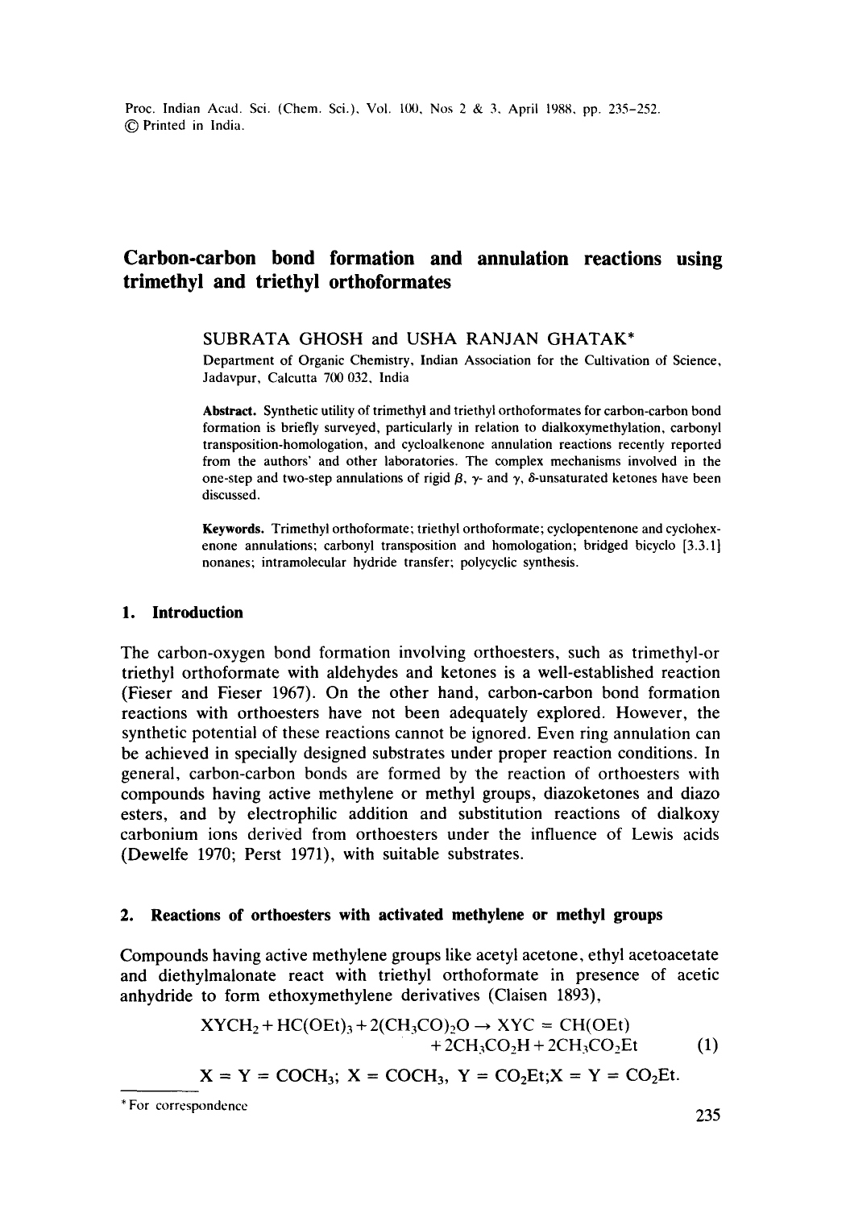# Carbon-carbon bond formation and annulation reactions using trimethyl and triethyl orthoformates

SUBRATA GHOSH and USHA RANJAN GHATAK*

Department of Organic Chemistry, Indian Association for the Cultivation of Science, Jadavpur, Calcutta 700 032, India

**Abstract.** Synthetic utility of trimethyl and triethyl orthoformates for carbon-carbon bond formation is briefly surveyed, particularly in relation to dialkoxymethylation, carbonyl transposition-homologation, and cycloalkenone annulation reactions recently reported from the authors' and other laboratories. The complex mechanisms involved in the one-step and two-step annulations of rigid $\beta$, $\gamma$- and $\gamma$, $\delta$-unsaturated ketones have been discussed.

**Keywords.** Trimethyl orthoformate; triethyl orthoformate; cyclopentenone and cyclohexenone annulations; carbonyl transposition and homologation; bridged bicyclo [3.3.1] nonanes; intramolecular hydride transfer; polycyclic synthesis.

## 1. Introduction

The carbon-oxygen bond formation involving orthoesters, such as trimethyl-or triethyl orthoformate with aldehydes and ketones is a well-established reaction (Fieser and Fieser 1967). On the other hand, carbon-carbon bond formation reactions with orthoesters have not been adequately explored. However, the synthetic potential of these reactions cannot be ignored. Even ring annulation can be achieved in specially designed substrates under proper reaction conditions. In general, carbon-carbon bonds are formed by the reaction of orthoesters with compounds having active methylene or methyl groups, diazoketones and diazo esters, and by electrophilic addition and substitution reactions of dialkoxy carbonium ions derived from orthoesters under the influence of Lewis acids (Dewelfe 1970; Perst 1971), with suitable substrates.

## 2. Reactions of orthoesters with activated methylene or methyl groups

Compounds having active methylene groups like acetyl acetone, ethyl acetoacetate and diethylmalonate react with triethyl orthoformate in presence of acetic anhydride to form ethoxymethylene derivatives (Claisen 1893),

$$XYCH_2 + HC(OEt)_3 + 2(CH_3CO)_2O \rightarrow XYC = CH(OEt) + 2CH_3CO_2H + 2CH_3CO_2Et \qquad (1)$$

$$X = Y = COCH_3;\ X = COCH_3,\ Y = CO_2Et;\ X = Y = CO_2Et.$$

---

*For correspondence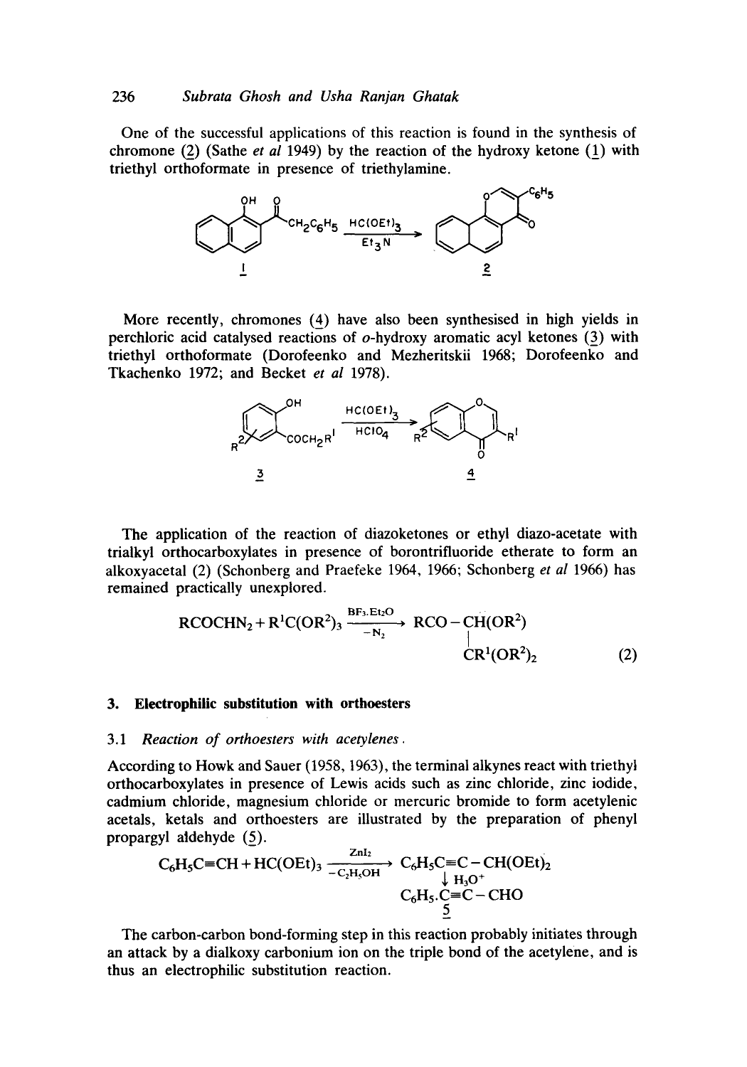One of the successful applications of this reaction is found in the synthesis of chromone (2) (Sathe *et al* 1949) by the reaction of the hydroxy ketone (1) with triethyl orthoformate in presence of triethylamine.

More recently, chromones (4) have also been synthesised in high yields in perchloric acid catalysed reactions of *o*-hydroxy aromatic acyl ketones (3) with triethyl orthoformate (Dorofeenko and Mezheritskii 1968; Dorofeenko and Tkachenko 1972; and Becket *et al* 1978).

The application of the reaction of diazoketones or ethyl diazo-acetate with trialkyl orthocarboxylates in presence of borontrifluoride etherate to form an alkoxyacetal (2) (Schonberg and Praefeke 1964, 1966; Schonberg *et al* 1966) has remained practically unexplored.

$$RCOCHN_2 + R^1C(OR^2)_3 \xrightarrow[-N_2]{BF_3.Et_2O} RCO-CH(OR^2)-CR^1(OR^2)_2 \qquad (2)$$

## 3. Electrophilic substitution with orthoesters

### 3.1 *Reaction of orthoesters with acetylenes*

According to Howk and Sauer (1958, 1963), the terminal alkynes react with triethyl orthocarboxylates in presence of Lewis acids such as zinc chloride, zinc iodide, cadmium chloride, magnesium chloride or mercuric bromide to form acetylenic acetals, ketals and orthoesters are illustrated by the preparation of phenyl propargyl aldehyde (5).

$$C_6H_5C{\equiv}CH + HC(OEt)_3 \xrightarrow[-C_2H_5OH]{ZnI_2} C_6H_5C{\equiv}C-CH(OEt)_2 \xrightarrow{H_3O^+} C_6H_5.C{\equiv}C-CHO \quad (\underline{5})$$

The carbon-carbon bond-forming step in this reaction probably initiates through an attack by a dialkoxy carbonium ion on the triple bond of the acetylene, and is thus an electrophilic substitution reaction.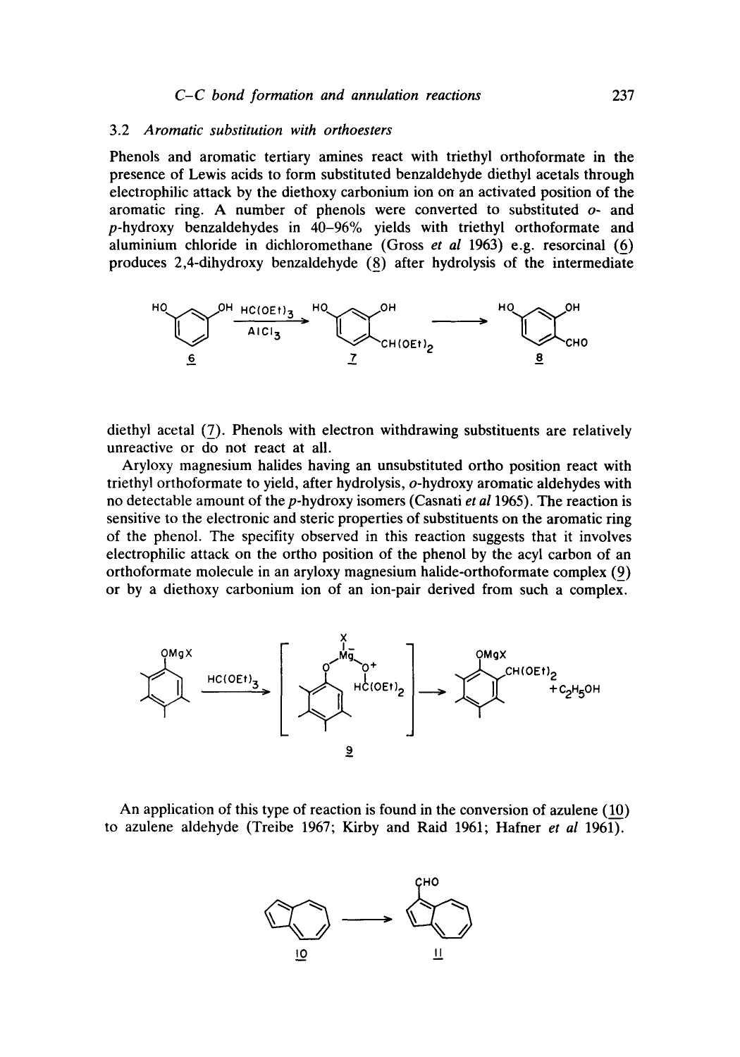### 3.2 *Aromatic substitution with orthoesters*

Phenols and aromatic tertiary amines react with triethyl orthoformate in the presence of Lewis acids to form substituted benzaldehyde diethyl acetals through electrophilic attack by the diethoxy carbonium ion on an activated position of the aromatic ring. A number of phenols were converted to substituted *o*- and *p*-hydroxy benzaldehydes in 40–96% yields with triethyl orthoformate and aluminium chloride in dichloromethane (Gross *et al* 1963) e.g. resorcinal (6) produces 2,4-dihydroxy benzaldehyde (8) after hydrolysis of the intermediate diethyl acetal (7). Phenols with electron withdrawing substituents are relatively unreactive or do not react at all.

Aryloxy magnesium halides having an unsubstituted ortho position react with triethyl orthoformate to yield, after hydrolysis, *o*-hydroxy aromatic aldehydes with no detectable amount of the *p*-hydroxy isomers (Casnati *et al* 1965). The reaction is sensitive to the electronic and steric properties of substituents on the aromatic ring of the phenol. The specifity observed in this reaction suggests that it involves electrophilic attack on the ortho position of the phenol by the acyl carbon of an orthoformate molecule in an aryloxy magnesium halide-orthoformate complex (9) or by a diethoxy carbonium ion of an ion-pair derived from such a complex.

An application of this type of reaction is found in the conversion of azulene (10) to azulene aldehyde (Treibe 1967; Kirby and Raid 1961; Hafner *et al* 1961).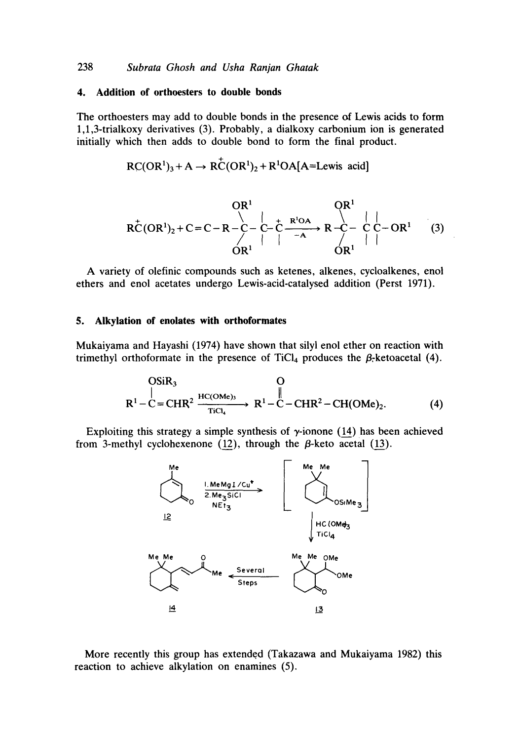## 4. Addition of orthoesters to double bonds

The orthoesters may add to double bonds in the presence of Lewis acids to form 1,1,3-trialkoxy derivatives (3). Probably, a dialkoxy carbonium ion is generated initially which then adds to double bond to form the final product.

$$RC(OR^1)_3 + A \rightarrow R\overset{+}{C}(OR^1)_2 + R^1OA[A\text{=Lewis acid}]$$

$$R\overset{+}{C}(OR^1)_2 + C{=}C - R{-}C(OR^1)_2{-}C{-}\overset{+}{C} \xrightarrow[-A]{R^1OA} R{-}C(OR^1)_2{-}C{-}C{-}OR^1 \quad (3)$$

A variety of olefinic compounds such as ketenes, alkenes, cycloalkenes, enol ethers and enol acetates undergo Lewis-acid-catalysed addition (Perst 1971).

## 5. Alkylation of enolates with orthoformates

Mukaiyama and Hayashi (1974) have shown that silyl enol ether on reaction with trimethyl orthoformate in the presence of $TiCl_4$ produces the $\beta$-ketoacetal (4).

$$R^1-\underset{|}{\overset{OSiR_3}{C}}{=}CHR^2 \xrightarrow[TiCl_4]{HC(OMe)_3} R^1-\overset{O}{\overset{\|}{C}}-CHR^2-CH(OMe)_2. \quad (4)$$

Exploiting this strategy a simple synthesis of $\gamma$-ionone (14) has been achieved from 3-methyl cyclohexenone (12), through the $\beta$-keto acetal (13).

12 → 1. MeMgI/Cu$^+$; 2. $Me_3SiCl$, $NEt_3$ → [silyl enol ether, OSiMe$_3$] → HC(OMe)$_3$, TiCl$_4$ → 13 → Several Steps → 14

More recently this group has extended (Takazawa and Mukaiyama 1982) this reaction to achieve alkylation on enamines (5).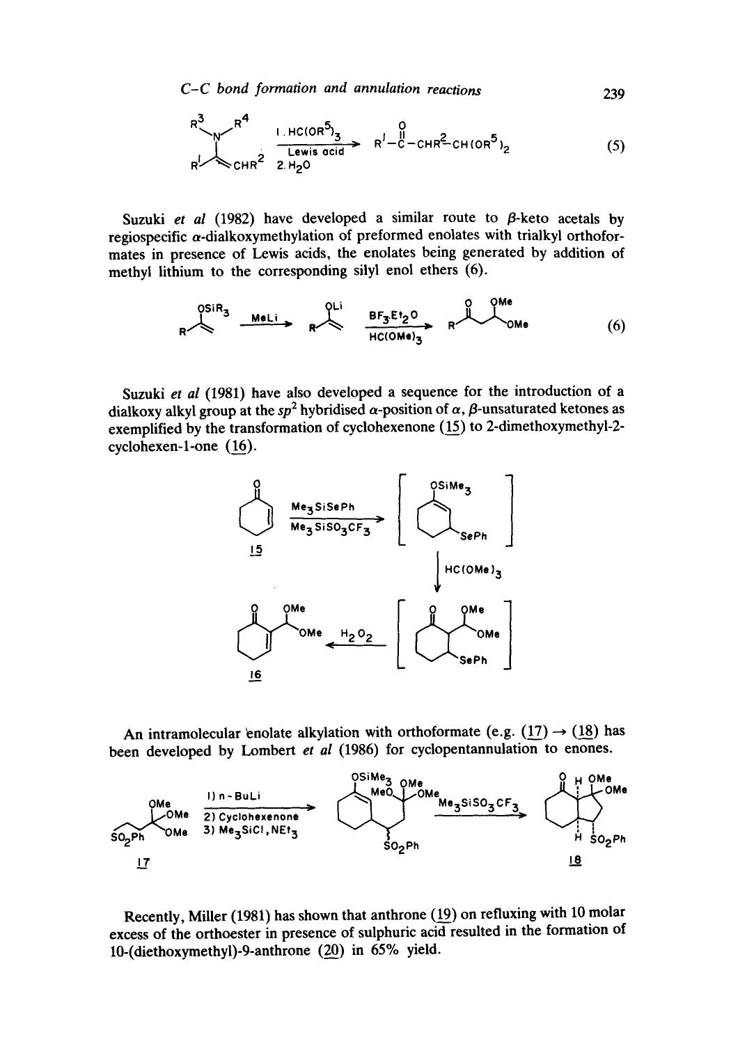$$R^1-\overset{O}{\overset{\|}{C}}-CHR^2-CH(OR^5)_2 \quad (5)$$

Suzuki *et al* (1982) have developed a similar route to β-keto acetals by regiospecific α-dialkoxymethylation of preformed enolates with trialkyl orthoformates in presence of Lewis acids, the enolates being generated by addition of methyl lithium to the corresponding silyl enol ethers (6).

(6)

Suzuki *et al* (1981) have also developed a sequence for the introduction of a dialkoxy alkyl group at the $sp^2$ hybridised α-position of α, β-unsaturated ketones as exemplified by the transformation of cyclohexenone (15) to 2-dimethoxymethyl-2-cyclohexen-1-one (16).

An intramolecular enolate alkylation with orthoformate (e.g. (17) → (18) has been developed by Lombert *et al* (1986) for cyclopentannulation to enones.

Recently, Miller (1981) has shown that anthrone (19) on refluxing with 10 molar excess of the orthoester in presence of sulphuric acid resulted in the formation of 10-(diethoxymethyl)-9-anthrone (20) in 65% yield.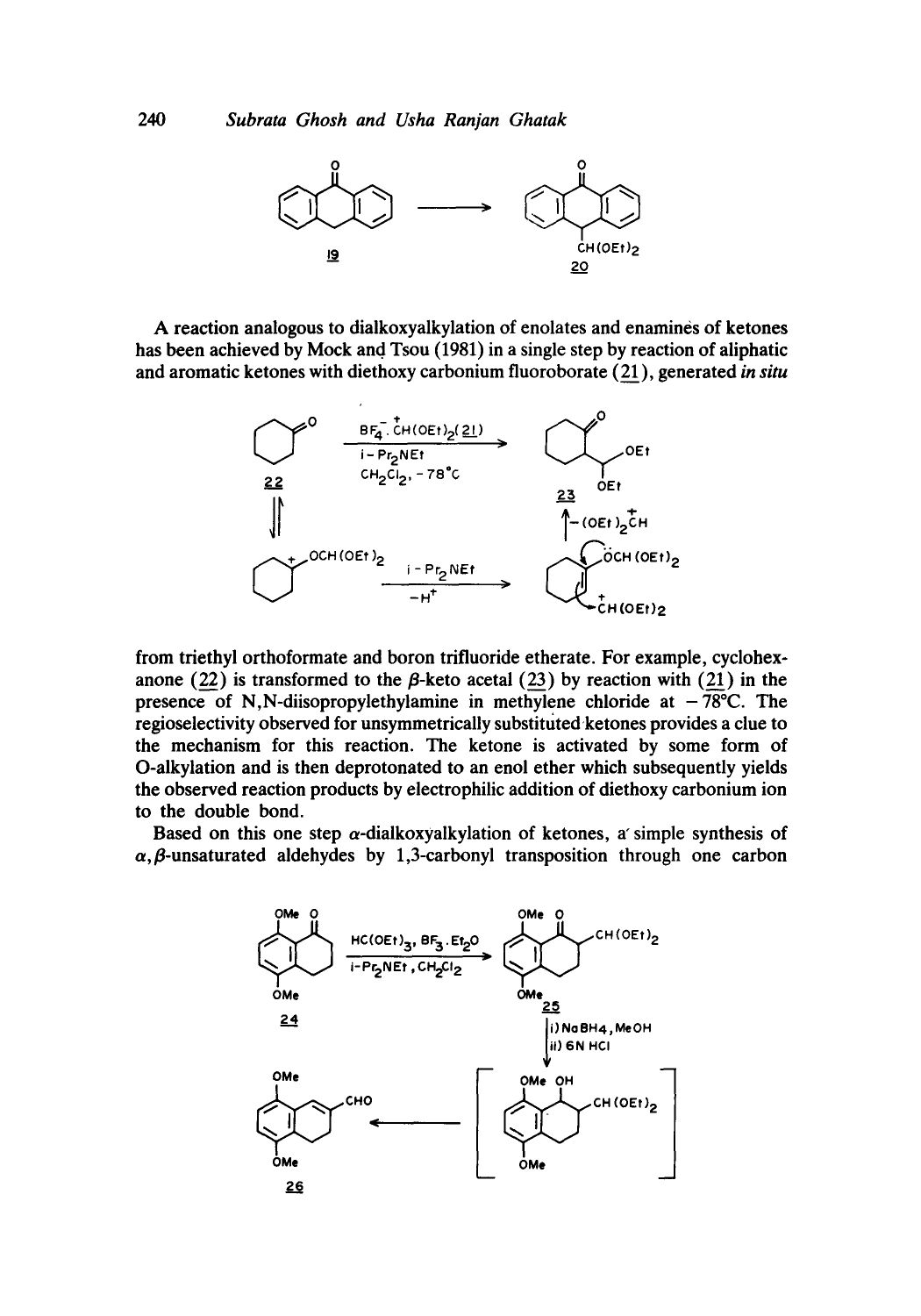A reaction analogous to dialkoxyalkylation of enolates and enamines of ketones has been achieved by Mock and Tsou (1981) in a single step by reaction of aliphatic and aromatic ketones with diethoxy carbonium fluoroborate (21), generated *in situ* from triethyl orthoformate and boron trifluoride etherate. For example, cyclohexanone (22) is transformed to the $\beta$-keto acetal (23) by reaction with (21) in the presence of N,N-diisopropylethylamine in methylene chloride at $-78°C$. The regioselectivity observed for unsymmetrically substituted ketones provides a clue to the mechanism for this reaction. The ketone is activated by some form of O-alkylation and is then deprotonated to an enol ether which subsequently yields the observed reaction products by electrophilic addition of diethoxy carbonium ion to the double bond.

Based on this one step $\alpha$-dialkoxyalkylation of ketones, a simple synthesis of $\alpha,\beta$-unsaturated aldehydes by 1,3-carbonyl transposition through one carbon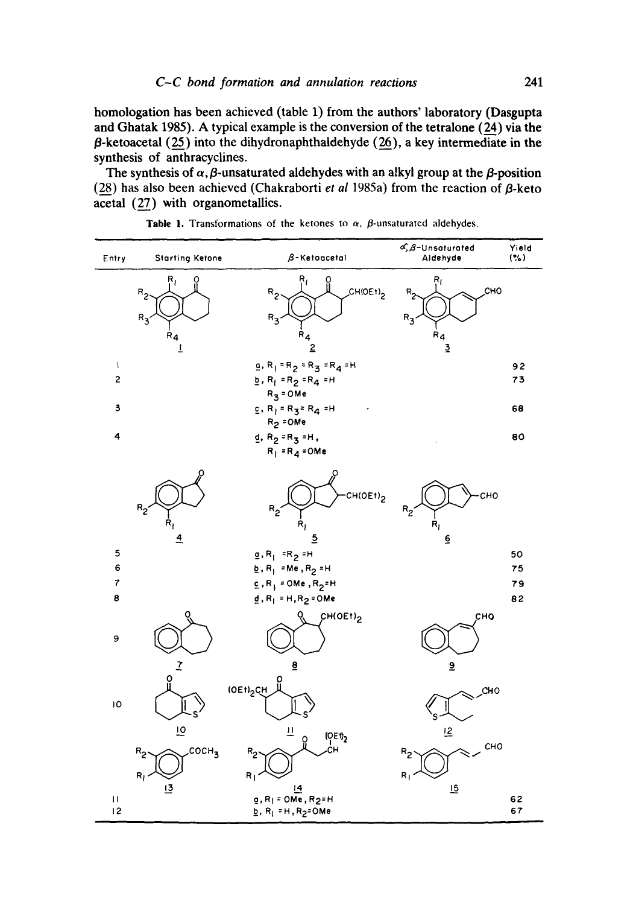homologation has been achieved (table 1) from the authors' laboratory (Dasgupta and Ghatak 1985). A typical example is the conversion of the tetralone (24) via the $\beta$-ketoacetal (25) into the dihydronaphthaldehyde (26), a key intermediate in the synthesis of anthracyclines.

The synthesis of $\alpha,\beta$-unsaturated aldehydes with an alkyl group at the $\beta$-position (28) has also been achieved (Chakraborti *et al* 1985a) from the reaction of $\beta$-keto acetal (27) with organometallics.

**Table 1.** Transformations of the ketones to $\alpha$, $\beta$-unsaturated aldehydes.

| Entry | Starting Ketone | $\beta$-Ketoacetal | $\alpha,\beta$-Unsaturated Aldehyde | Yield (%) |
|---|---|---|---|---|
| | 1 | 2 | 3 | |
| 1 | | a, $R_1 = R_2 = R_3 = R_4 = H$ | | 92 |
| 2 | | b, $R_1 = R_2 = R_4 = H$, $R_3 = OMe$ | | 73 |
| 3 | | c, $R_1 = R_3 = R_4 = H$, $R_2 = OMe$ | | 68 |
| 4 | | d, $R_2 = R_3 = H$, $R_1 = R_4 = OMe$ | | 80 |
| | 4 | 5 | 6 | |
| 5 | | a, $R_1 = R_2 = H$ | | 50 |
| 6 | | b, $R_1 = Me, R_2 = H$ | | 75 |
| 7 | | c, $R_1 = OMe, R_2 = H$ | | 79 |
| 8 | | d, $R_1 = H, R_2 = OMe$ | | 82 |
| 9 | 7 | 8 | 9 | |
| 10 | 10 | 11 | 12 | |
| | 13 | 14 | 15 | |
| 11 | | a, $R_1 = OMe, R_2 = H$ | | 62 |
| 12 | | b, $R_1 = H, R_2 = OMe$ | | 67 |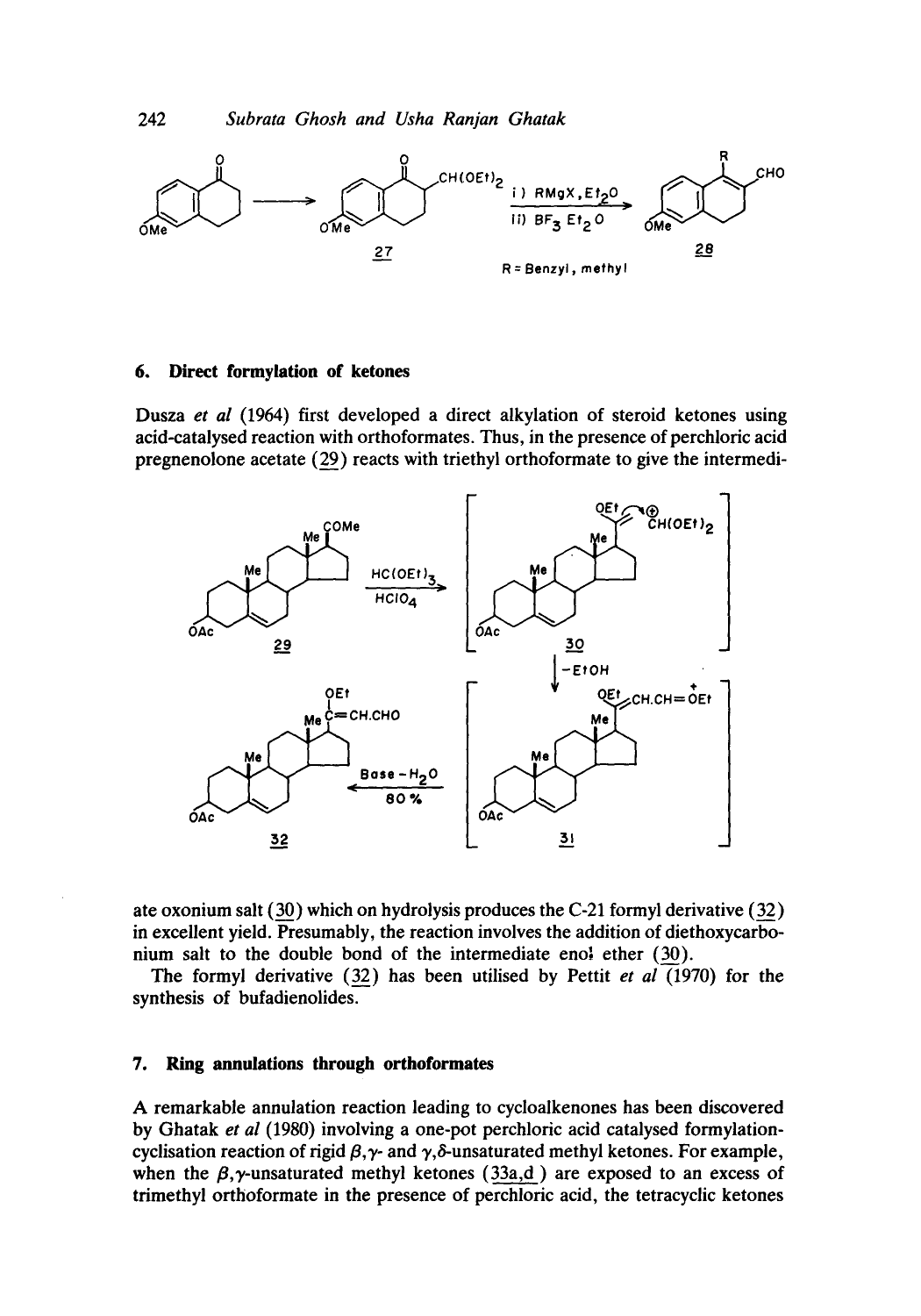## 6. Direct formylation of ketones

Dusza *et al* (1964) first developed a direct alkylation of steroid ketones using acid-catalysed reaction with orthoformates. Thus, in the presence of perchloric acid pregnenolone acetate (29) reacts with triethyl orthoformate to give the intermediate oxonium salt (30) which on hydrolysis produces the C-21 formyl derivative (32) in excellent yield. Presumably, the reaction involves the addition of diethoxycarbonium salt to the double bond of the intermediate enol ether (30).

The formyl derivative (32) has been utilised by Pettit *et al* (1970) for the synthesis of bufadienolides.

## 7. Ring annulations through orthoformates

A remarkable annulation reaction leading to cycloalkenones has been discovered by Ghatak *et al* (1980) involving a one-pot perchloric acid catalysed formylation-cyclisation reaction of rigid $\beta,\gamma$- and $\gamma,\delta$-unsaturated methyl ketones. For example, when the $\beta,\gamma$-unsaturated methyl ketones (33a,d) are exposed to an excess of trimethyl orthoformate in the presence of perchloric acid, the tetracyclic ketones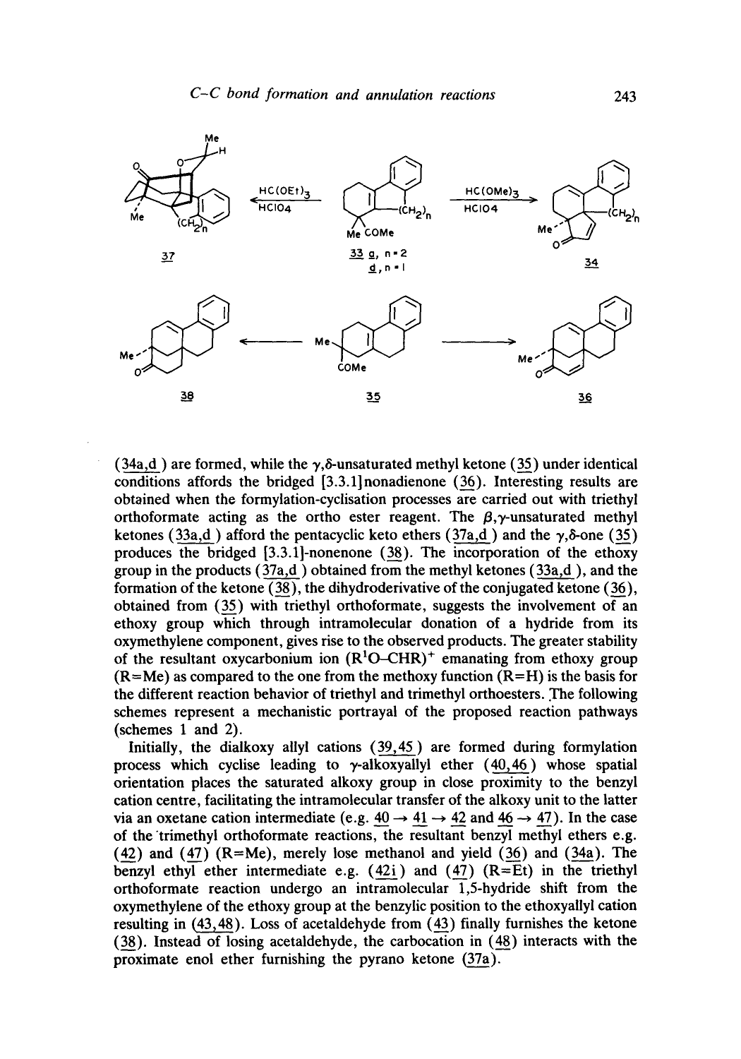(34a,d) are formed, while the γ,δ-unsaturated methyl ketone (35) under identical conditions affords the bridged [3.3.1]nonadienone (36). Interesting results are obtained when the formylation-cyclisation processes are carried out with triethyl orthoformate acting as the ortho ester reagent. The β,γ-unsaturated methyl ketones (33a,d) afford the pentacyclic keto ethers (37a,d) and the γ,δ-one (35) produces the bridged [3.3.1]-nonenone (38). The incorporation of the ethoxy group in the products (37a,d) obtained from the methyl ketones (33a,d), and the formation of the ketone (38), the dihydroderivative of the conjugated ketone (36), obtained from (35) with triethyl orthoformate, suggests the involvement of an ethoxy group which through intramolecular donation of a hydride from its oxymethylene component, gives rise to the observed products. The greater stability of the resultant oxycarbonium ion $(R^1O\text{–}CHR)^+$ emanating from ethoxy group (R=Me) as compared to the one from the methoxy function (R=H) is the basis for the different reaction behavior of triethyl and trimethyl orthoesters. The following schemes represent a mechanistic portrayal of the proposed reaction pathways (schemes 1 and 2).

Initially, the dialkoxy allyl cations (39,45) are formed during formylation process which cyclise leading to γ-alkoxyallyl ether (40,46) whose spatial orientation places the saturated alkoxy group in close proximity to the benzyl cation centre, facilitating the intramolecular transfer of the alkoxy unit to the latter via an oxetane cation intermediate (e.g. 40 → 41 → 42 and 46 → 47). In the case of the trimethyl orthoformate reactions, the resultant benzyl methyl ethers e.g. (42) and (47) (R=Me), merely lose methanol and yield (36) and (34a). The benzyl ethyl ether intermediate e.g. (42i) and (47) (R=Et) in the triethyl orthoformate reaction undergo an intramolecular 1,5-hydride shift from the oxymethylene of the ethoxy group at the benzylic position to the ethoxyallyl cation resulting in (43,48). Loss of acetaldehyde from (43) finally furnishes the ketone (38). Instead of losing acetaldehyde, the carbocation in (48) interacts with the proximate enol ether furnishing the pyrano ketone (37a).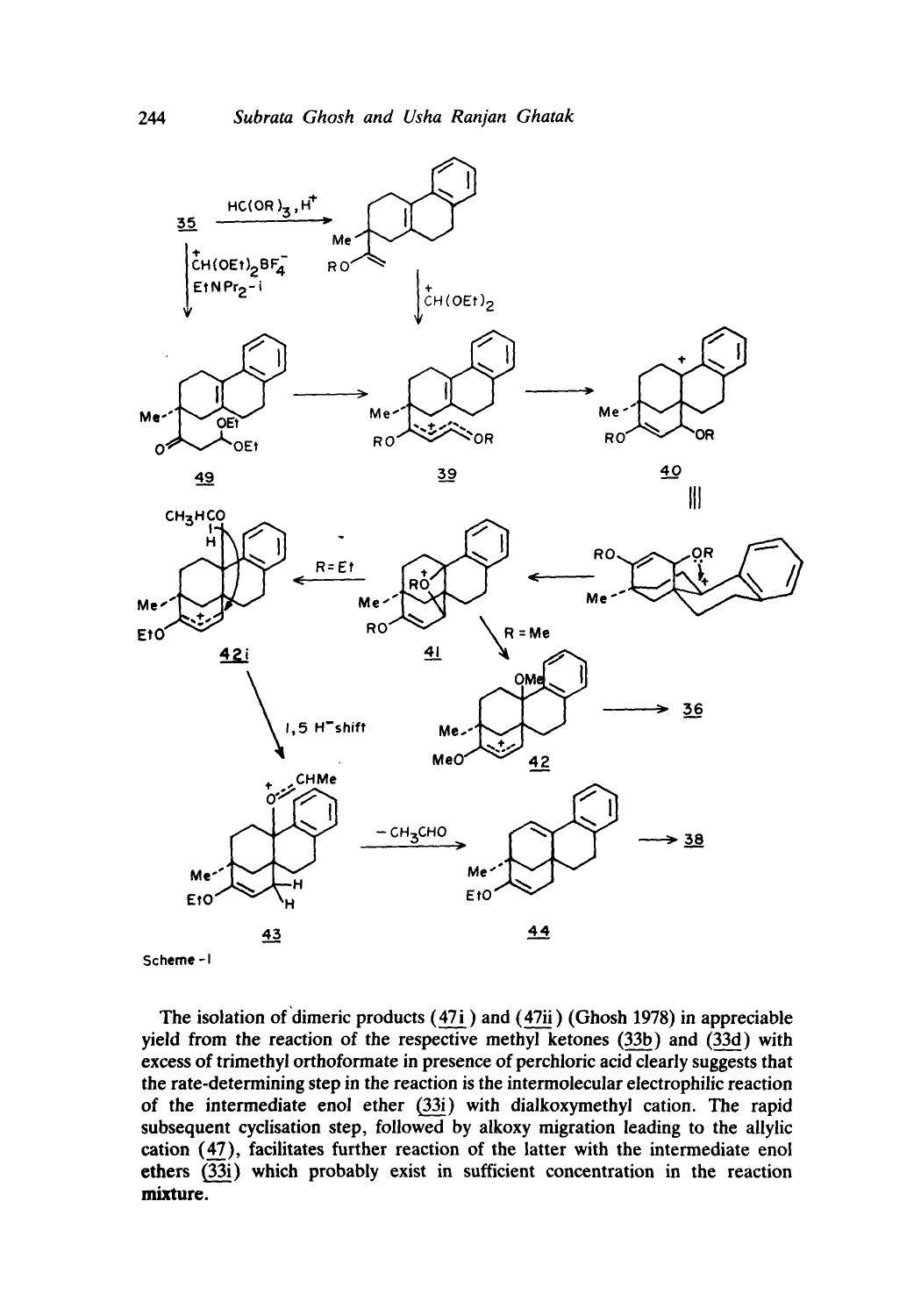Scheme - I

The isolation of dimeric products (47i) and (47ii) (Ghosh 1978) in appreciable yield from the reaction of the respective methyl ketones (33b) and (33d) with excess of trimethyl orthoformate in presence of perchloric acid clearly suggests that the rate-determining step in the reaction is the intermolecular electrophilic reaction of the intermediate enol ether (33i) with dialkoxymethyl cation. The rapid subsequent cyclisation step, followed by alkoxy migration leading to the allylic cation (47), facilitates further reaction of the latter with the intermediate enol ethers (33i) which probably exist in sufficient concentration in the reaction mixture.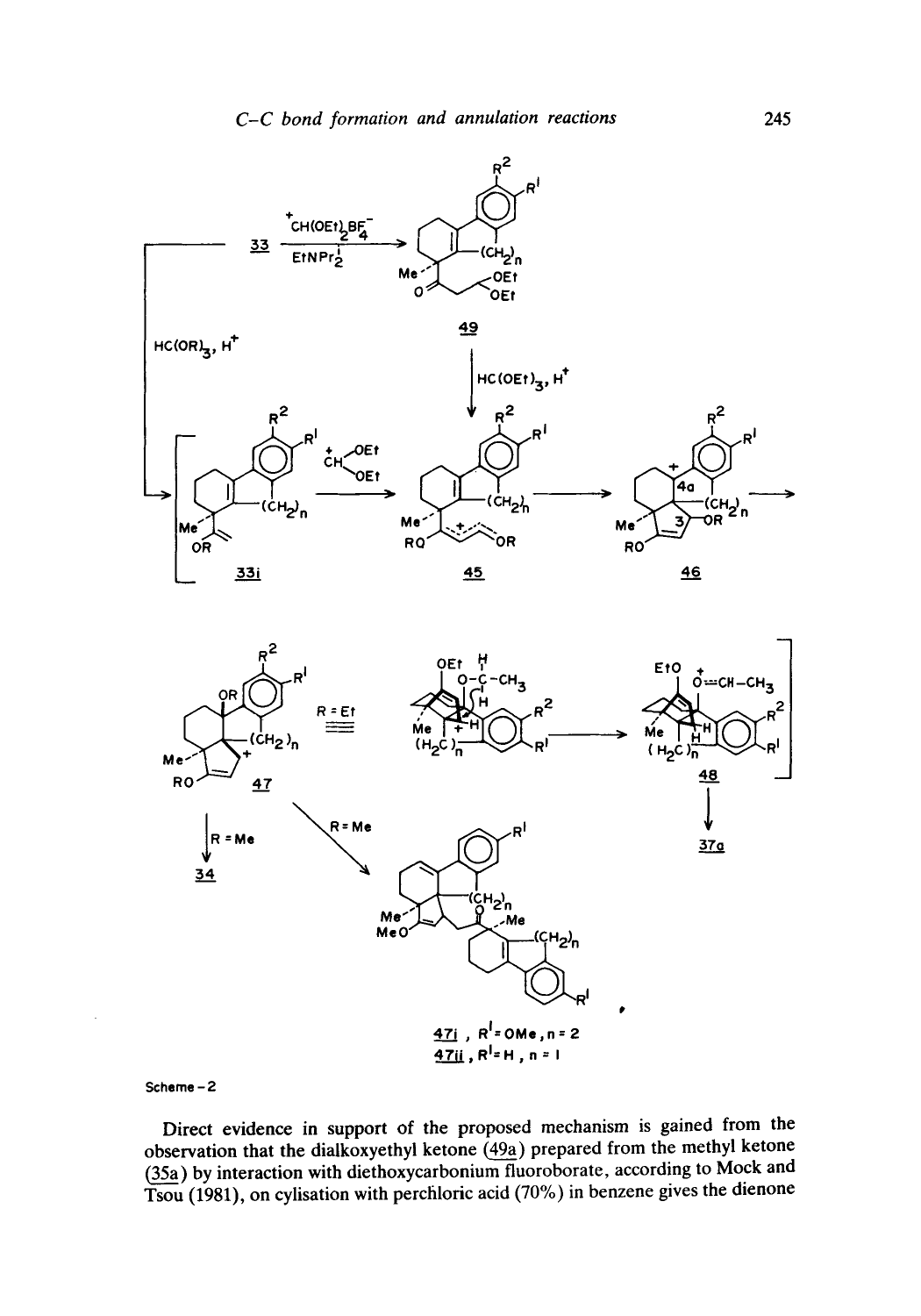Scheme - 2

Direct evidence in support of the proposed mechanism is gained from the observation that the dialkoxyethyl ketone (49a) prepared from the methyl ketone (35a) by interaction with diethoxycarbonium fluoroborate, according to Mock and Tsou (1981), on cylisation with perchloric acid (70%) in benzene gives the dienone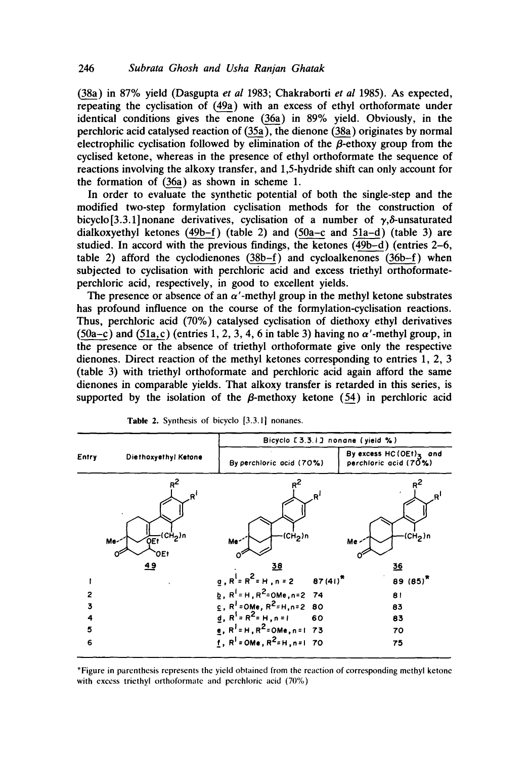(38a) in 87% yield (Dasgupta *et al* 1983; Chakraborti *et al* 1985). As expected, repeating the cyclisation of (49a) with an excess of ethyl orthoformate under identical conditions gives the enone (36a) in 89% yield. Obviously, in the perchloric acid catalysed reaction of (35a), the dienone (38a) originates by normal electrophilic cyclisation followed by elimination of the $\beta$-ethoxy group from the cyclised ketone, whereas in the presence of ethyl orthoformate the sequence of reactions involving the alkoxy transfer, and 1,5-hydride shift can only account for the formation of (36a) as shown in scheme 1.

In order to evaluate the synthetic potential of both the single-step and the modified two-step formylation cyclisation methods for the construction of bicyclo[3.3.1]nonane derivatives, cyclisation of a number of $\gamma,\delta$-unsaturated dialkoxyethyl ketones (49b–f) (table 2) and (50a–c and 51a–d) (table 3) are studied. In accord with the previous findings, the ketones (49b–d) (entries 2–6, table 2) afford the cyclodienones (38b–f) and cycloalkenones (36b–f) when subjected to cyclisation with perchloric acid and excess triethyl orthoformate-perchloric acid, respectively, in good to excellent yields.

The presence or absence of an $\alpha'$-methyl group in the methyl ketone substrates has profound influence on the course of the formylation-cyclisation reactions. Thus, perchloric acid (70%) catalysed cyclisation of diethoxy ethyl derivatives (50a–c) and (51a,c) (entries 1, 2, 3, 4, 6 in table 3) having no $\alpha'$-methyl group, in the presence or the absence of triethyl orthoformate give only the respective dienones. Direct reaction of the methyl ketones corresponding to entries 1, 2, 3 (table 3) with triethyl orthoformate and perchloric acid again afford the same dienones in comparable yields. That alkoxy transfer is retarded in this series, is supported by the isolation of the $\beta$-methoxy ketone (54) in perchloric acid

**Table 2.** Synthesis of bicyclo [3.3.1] nonanes.

| Entry | Diethoxyethyl Ketone (49) | Bicyclo [3.3.1] nonane (yield %) By perchloric acid (70%) (38) | | By excess $HC(OEt)_3$ and perchloric acid (70%) (36) |
|---|---|---|---|---|
| 1 | | a, $R^1 = R^2 = H$, n = 2 | 87 (41)* | 89 (85)* |
| 2 | | b, $R^1 = H$, $R^2 = OMe$, n = 2 | 74 | 81 |
| 3 | | c, $R^1 = OMe$, $R^2 = H$, n = 2 | 80 | 83 |
| 4 | | d, $R^1 = R^2 = H$, n = 1 | 60 | 83 |
| 5 | | e, $R^1 = H$, $R^2 = OMe$, n = 1 | 73 | 70 |
| 6 | | f, $R^1 = OMe$, $R^2 = H$, n = 1 | 70 | 75 |

*Figure in parenthesis represents the yield obtained from the reaction of corresponding methyl ketone with excess triethyl orthoformate and perchloric acid (70%)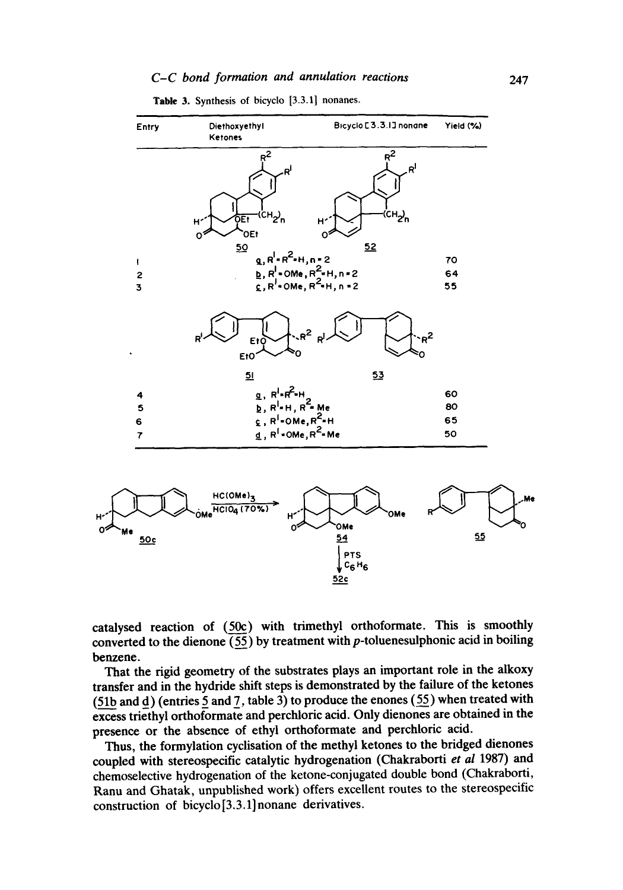**Table 3.** Synthesis of bicyclo [3.3.1] nonanes.

| Entry | Diethoxyethyl Ketones | Bicyclo [3.3.1] nonane | Yield (%) |
|---|---|---|---|
| | **50** | **52** | |
| 1 | a, $R^1 = R^2 = H$, n = 2 | | 70 |
| 2 | b, $R^1 = OMe$, $R^2 = H$, n = 2 | | 64 |
| 3 | c, $R^1 = OMe$, $R^2 = H$, n = 2 | | 55 |
| | **51** | **53** | |
| 4 | a, $R^1 = R^2 = H$ | | 60 |
| 5 | b, $R^1 = H$, $R^2 = Me$ | | 80 |
| 6 | c, $R^1 = OMe$, $R^2 = H$ | | 65 |
| 7 | d, $R^1 = OMe$, $R^2 = Me$ | | 50 |

50c $\xrightarrow{HC(OMe)_3,\ HClO_4\ (70\%)}$ 54 $\xrightarrow{PTS,\ C_6H_6}$ 52c

55

catalysed reaction of (50c) with trimethyl orthoformate. This is smoothly converted to the dienone (55) by treatment with *p*-toluenesulphonic acid in boiling benzene.

That the rigid geometry of the substrates plays an important role in the alkoxy transfer and in the hydride shift steps is demonstrated by the failure of the ketones (51b and d) (entries 5 and 7, table 3) to produce the enones (55) when treated with excess triethyl orthoformate and perchloric acid. Only dienones are obtained in the presence or the absence of ethyl orthoformate and perchloric acid.

Thus, the formylation cyclisation of the methyl ketones to the bridged dienones coupled with stereospecific catalytic hydrogenation (Chakraborti *et al* 1987) and chemoselective hydrogenation of the ketone-conjugated double bond (Chakraborti, Ranu and Ghatak, unpublished work) offers excellent routes to the stereospecific construction of bicyclo[3.3.1]nonane derivatives.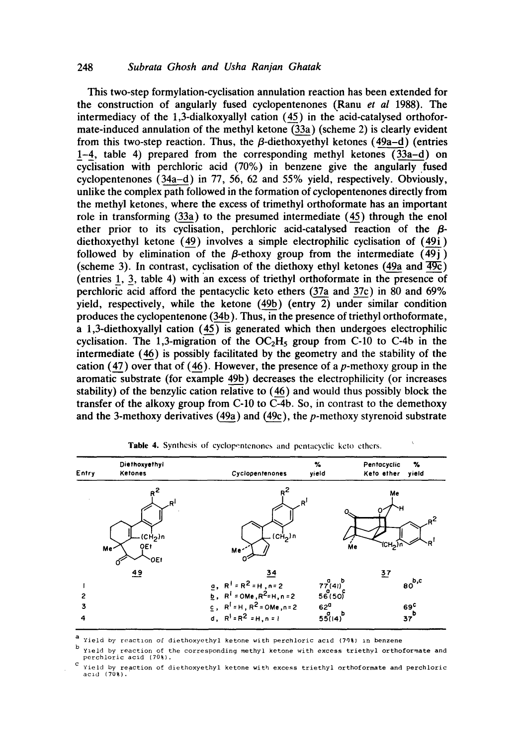This two-step formylation-cyclisation annulation reaction has been extended for the construction of angularly fused cyclopentenones (Ranu *et al* 1988). The intermediacy of the 1,3-dialkoxyallyl cation (45) in the acid-catalysed orthoformate-induced annulation of the methyl ketone (33a) (scheme 2) is clearly evident from this two-step reaction. Thus, the β-diethoxyethyl ketones (49a–d) (entries 1–4, table 4) prepared from the corresponding methyl ketones (33a–d) on cyclisation with perchloric acid (70%) in benzene give the angularly fused cyclopentenones (34a–d) in 77, 56, 62 and 55% yield, respectively. Obviously, unlike the complex path followed in the formation of cyclopentenones directly from the methyl ketones, where the excess of trimethyl orthoformate has an important role in transforming (33a) to the presumed intermediate (45) through the enol ether prior to its cyclisation, perchloric acid-catalysed reaction of the β-diethoxyethyl ketone (49) involves a simple electrophilic cyclisation of (49i) followed by elimination of the β-ethoxy group from the intermediate (49j) (scheme 3). In contrast, cyclisation of the diethoxy ethyl ketones (49a and 49c) (entries 1, 3, table 4) with an excess of triethyl orthoformate in the presence of perchloric acid afford the pentacyclic keto ethers (37a and 37c) in 80 and 69% yield, respectively, while the ketone (49b) (entry 2) under similar condition produces the cyclopentenone (34b). Thus, in the presence of triethyl orthoformate, a 1,3-diethoxyallyl cation (45) is generated which then undergoes electrophilic cyclisation. The 1,3-migration of the $OC_2H_5$ group from C-10 to C-4b in the intermediate (46) is possibly facilitated by the geometry and the stability of the cation (47) over that of (46). However, the presence of a *p*-methoxy group in the aromatic substrate (for example 49b) decreases the electrophilicity (or increases stability) of the benzylic cation relative to (46) and would thus possibly block the transfer of the alkoxy group from C-10 to C-4b. So, in contrast to the demethoxy and the 3-methoxy derivatives (49a) and (49c), the *p*-methoxy styrenoid substrate

**Table 4.** Synthesis of cyclopentenones and pentacyclic keto ethers.

| Entry | Diethoxyethyl Ketones | Cyclopentenones | % yield | Pentacyclic Keto ether | % yield |
|---|---|---|---|---|---|
| | 49 | 34 | | 37 | |
| 1 | | a, $R^1 = R^2 = H$, n = 2 | 77[a] (41)[b] | | 80[b,c] |
| 2 | | b, $R^1 = OMe$, $R^2 = H$, n = 2 | 56[a] (50)[c] | | |
| 3 | | c, $R^1 = H$, $R^2 = OMe$, n = 2 | 62[a] | | 69[c] |
| 4 | | d, $R^1 = R^2 = H$, n = 1 | 55[a] (14)[b] | | 37[b] |

[a] Yield by reaction of diethoxyethyl ketone with perchloric acid (70%) in benzene

[b] Yield by reaction of the corresponding methyl ketone with excess triethyl orthoformate and perchloric acid (70%).

[c] Yield by reaction of diethoxyethyl ketone with excess triethyl orthoformate and perchloric acid (70%).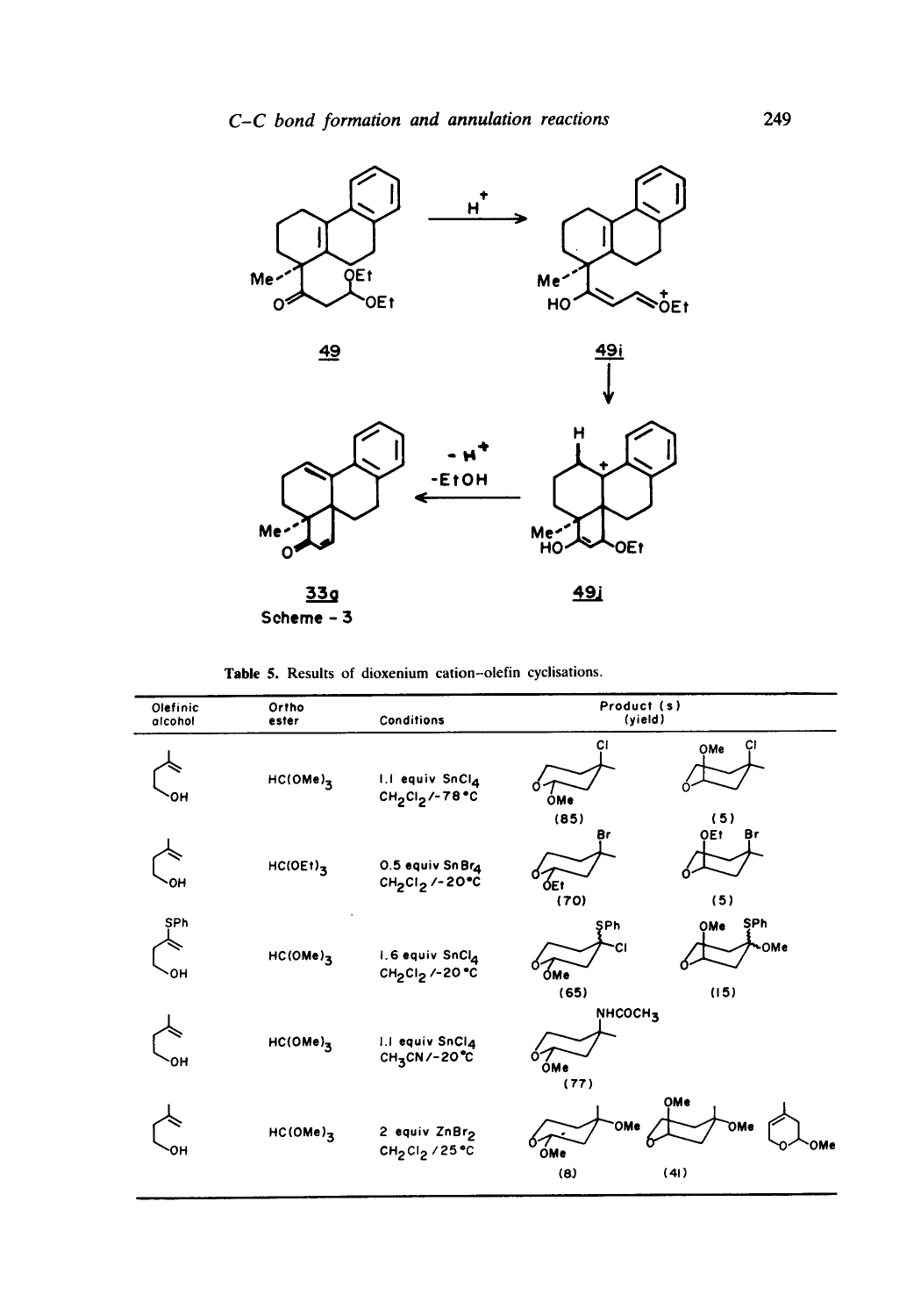49 → ($H^+$) → 49i → 49j → ($-H^+$, $-EtOH$) → 33g

Scheme - 3

Table 5. Results of dioxenium cation–olefin cyclisations.

| Olefinic alcohol | Ortho ester | Conditions | Product (s) (yield) |
|---|---|---|---|
| | $HC(OMe)_3$ | 1.1 equiv $SnCl_4$ $CH_2Cl_2$/-78°C | (85) (5) |
| | $HC(OEt)_3$ | 0.5 equiv $SnBr_4$ $CH_2Cl_2$/-20°C | (70) (5) |
| SPh | $HC(OMe)_3$ | 1.6 equiv $SnCl_4$ $CH_2Cl_2$/-20°C | (65) (15) |
| | $HC(OMe)_3$ | 1.1 equiv $SnCl_4$ $CH_3CN$/-20°C | $NHCOCH_3$ (77) |
| | $HC(OMe)_3$ | 2 equiv $ZnBr_2$ $CH_2Cl_2$/25°C | (8) (41) |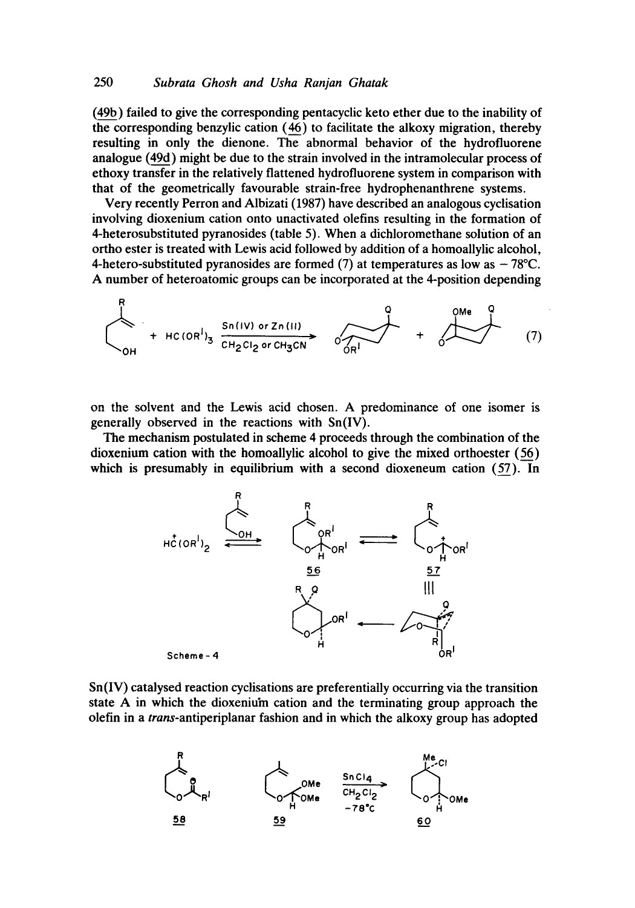(49b) failed to give the corresponding pentacyclic keto ether due to the inability of the corresponding benzylic cation (46) to facilitate the alkoxy migration, thereby resulting in only the dienone. The abnormal behavior of the hydrofluorene analogue (49d) might be due to the strain involved in the intramolecular process of ethoxy transfer in the relatively flattened hydrofluorene system in comparison with that of the geometrically favourable strain-free hydrophenanthrene systems.

Very recently Perron and Albizati (1987) have described an analogous cyclisation involving dioxenium cation onto unactivated olefins resulting in the formation of 4-heterosubstituted pyranosides (table 5). When a dichloromethane solution of an ortho ester is treated with Lewis acid followed by addition of a homoallylic alcohol, 4-hetero-substituted pyranosides are formed (7) at temperatures as low as − 78°C. A number of heteroatomic groups can be incorporated at the 4-position depending

$$\text{homoallylic alcohol} + HC(OR^1)_3 \xrightarrow[CH_2Cl_2 \text{ or } CH_3CN]{Sn(IV) \text{ or } Zn(II)} \text{pyranoside (Q, } OR^1) + \text{pyranoside (OMe, Q)} \qquad (7)$$

on the solvent and the Lewis acid chosen. A predominance of one isomer is generally observed in the reactions with Sn(IV).

The mechanism postulated in scheme 4 proceeds through the combination of the dioxenium cation with the homoallylic alcohol to give the mixed orthoester (56) which is presumably in equilibrium with a second dioxeneum cation (57). In

Scheme - 4

Sn(IV) catalysed reaction cyclisations are preferentially occurring via the transition state A in which the dioxenium cation and the terminating group approach the olefin in a *trans*-antiperiplanar fashion and in which the alkoxy group has adopted

$$\mathbf{59} \xrightarrow[CH_2Cl_2,\ -78°C]{SnCl_4} \mathbf{60}$$

58 59 60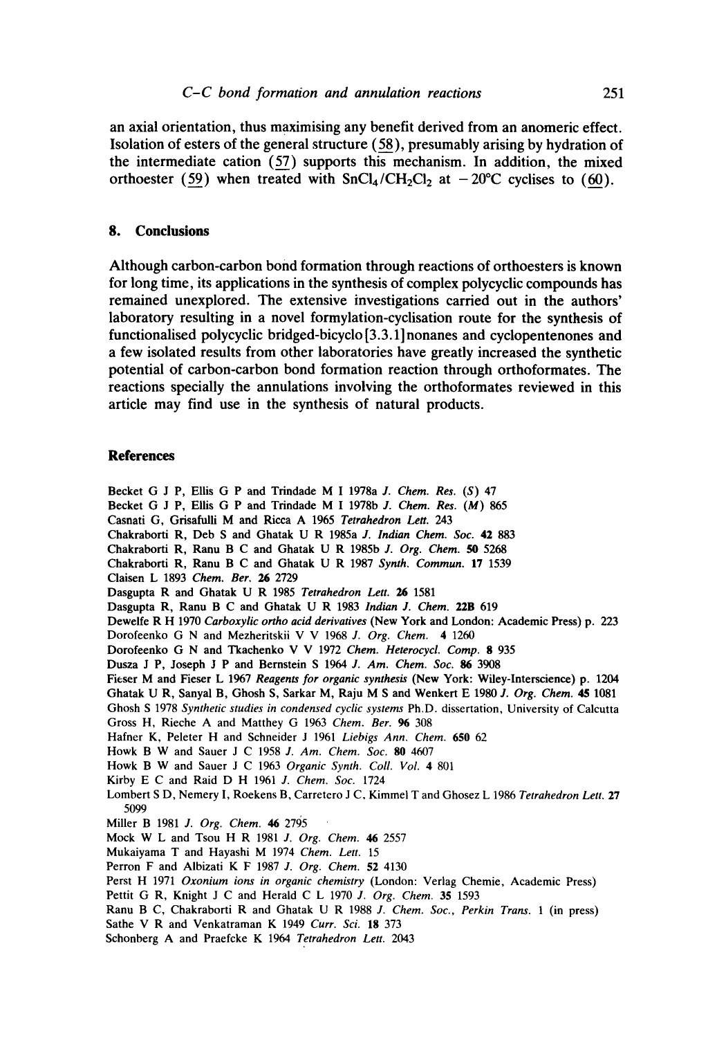an axial orientation, thus maximising any benefit derived from an anomeric effect. Isolation of esters of the general structure (58), presumably arising by hydration of the intermediate cation (57) supports this mechanism. In addition, the mixed orthoester (59) when treated with $SnCl_4/CH_2Cl_2$ at $-20°C$ cyclises to (60).

## 8. Conclusions

Although carbon-carbon bond formation through reactions of orthoesters is known for long time, its applications in the synthesis of complex polycyclic compounds has remained unexplored. The extensive investigations carried out in the authors' laboratory resulting in a novel formylation-cyclisation route for the synthesis of functionalised polycyclic bridged-bicyclo[3.3.1]nonanes and cyclopentenones and a few isolated results from other laboratories have greatly increased the synthetic potential of carbon-carbon bond formation reaction through orthoformates. The reactions specially the annulations involving the orthoformates reviewed in this article may find use in the synthesis of natural products.

## References

Becket G J P, Ellis G P and Trindade M I 1978a *J. Chem. Res. (S)* 47

Becket G J P, Ellis G P and Trindade M I 1978b *J. Chem. Res. (M)* 865

Casnati G, Grisafulli M and Ricca A 1965 *Tetrahedron Lett.* 243

Chakraborti R, Deb S and Ghatak U R 1985a *J. Indian Chem. Soc.* **42** 883

Chakraborti R, Ranu B C and Ghatak U R 1985b *J. Org. Chem.* **50** 5268

Chakraborti R, Ranu B C and Ghatak U R 1987 *Synth. Commun.* **17** 1539

Claisen L 1893 *Chem. Ber.* **26** 2729

Dasgupta R and Ghatak U R 1985 *Tetrahedron Lett.* **26** 1581

Dasgupta R, Ranu B C and Ghatak U R 1983 *Indian J. Chem.* **22B** 619

Dewelfe R H 1970 *Carboxylic ortho acid derivatives* (New York and London: Academic Press) p. 223

Dorofeenko G N and Mezheritskii V V 1968 *J. Org. Chem.* **4** 1260

Dorofeenko G N and Tkachenko V V 1972 *Chem. Heterocycl. Comp.* **8** 935

Dusza J P, Joseph J P and Bernstein S 1964 *J. Am. Chem. Soc.* **86** 3908

Fieser M and Fieser L 1967 *Reagents for organic synthesis* (New York: Wiley-Interscience) p. 1204

Ghatak U R, Sanyal B, Ghosh S, Sarkar M, Raju M S and Wenkert E 1980 *J. Org. Chem.* **45** 1081

Ghosh S 1978 *Synthetic studies in condensed cyclic systems* Ph.D. dissertation, University of Calcutta

Gross H, Rieche A and Matthey G 1963 *Chem. Ber.* **96** 308

Hafner K, Peleter H and Schneider J 1961 *Liebigs Ann. Chem.* **650** 62

Howk B W and Sauer J C 1958 *J. Am. Chem. Soc.* **80** 4607

Howk B W and Sauer J C 1963 *Organic Synth. Coll. Vol.* **4** 801

Kirby E C and Raid D H 1961 *J. Chem. Soc.* 1724

Lombert S D, Nemery I, Roekens B, Carretero J C, Kimmel T and Ghosez L 1986 *Tetrahedron Lett.* **27** 5099

Miller B 1981 *J. Org. Chem.* **46** 2795

Mock W L and Tsou H R 1981 *J. Org. Chem.* **46** 2557

Mukaiyama T and Hayashi M 1974 *Chem. Lett.* 15

Perron F and Albizati K F 1987 *J. Org. Chem.* **52** 4130

Perst H 1971 *Oxonium ions in organic chemistry* (London: Verlag Chemie, Academic Press)

Pettit G R, Knight J C and Herald C L 1970 *J. Org. Chem.* **35** 1593

Ranu B C, Chakraborti R and Ghatak U R 1988 *J. Chem. Soc., Perkin Trans.* 1 (in press)

Sathe V R and Venkatraman K 1949 *Curr. Sci.* **18** 373

Schonberg A and Praefcke K 1964 *Tetrahedron Lett.* 2043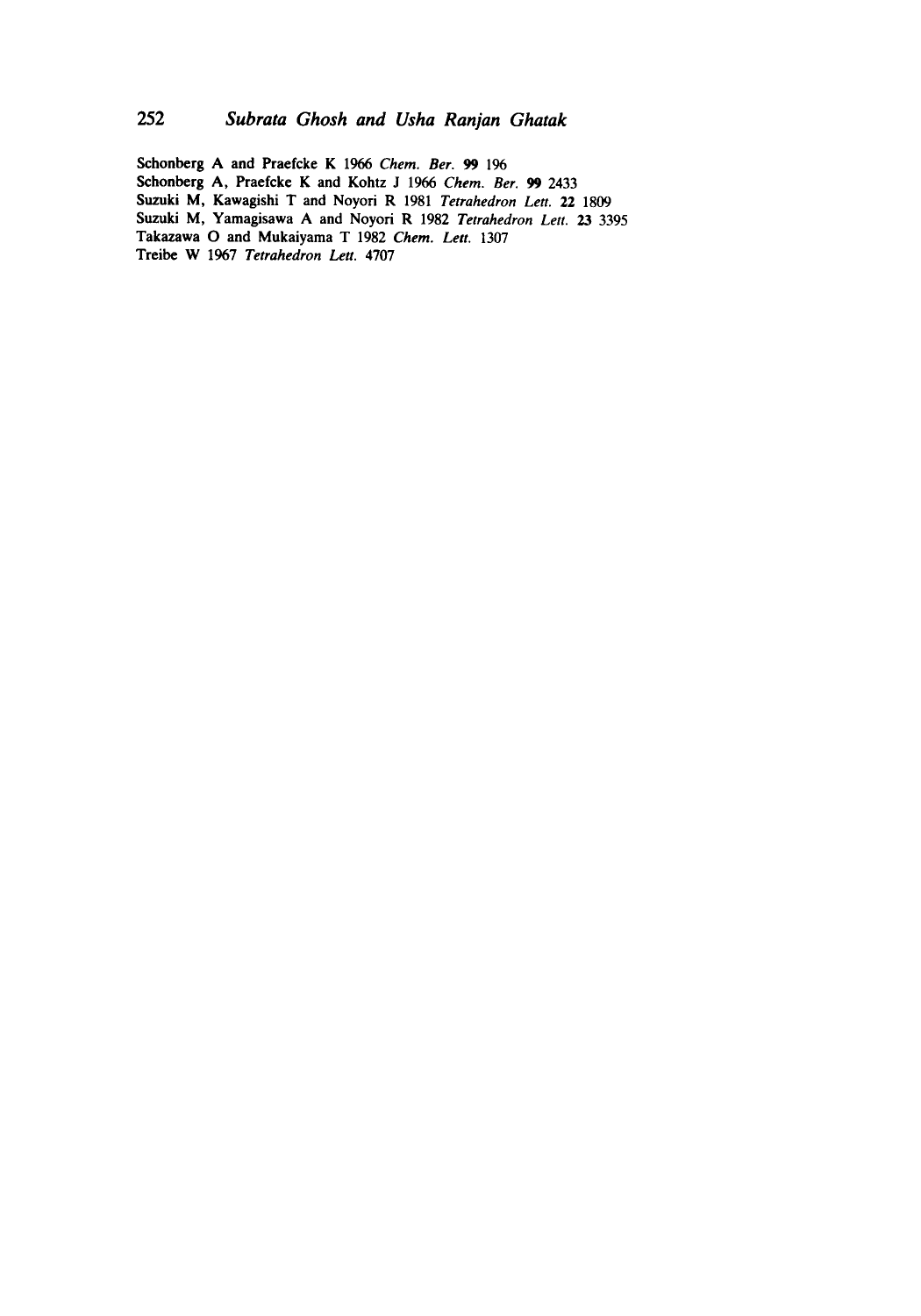Schonberg A and Praefcke K 1966 *Chem. Ber.* **99** 196

Schonberg A, Praefcke K and Kohtz J 1966 *Chem. Ber.* **99** 2433

Suzuki M, Kawagishi T and Noyori R 1981 *Tetrahedron Lett.* **22** 1809

Suzuki M, Yamagisawa A and Noyori R 1982 *Tetrahedron Lett.* **23** 3395

Takazawa O and Mukaiyama T 1982 *Chem. Lett.* 1307

Treibe W 1967 *Tetrahedron Lett.* 4707